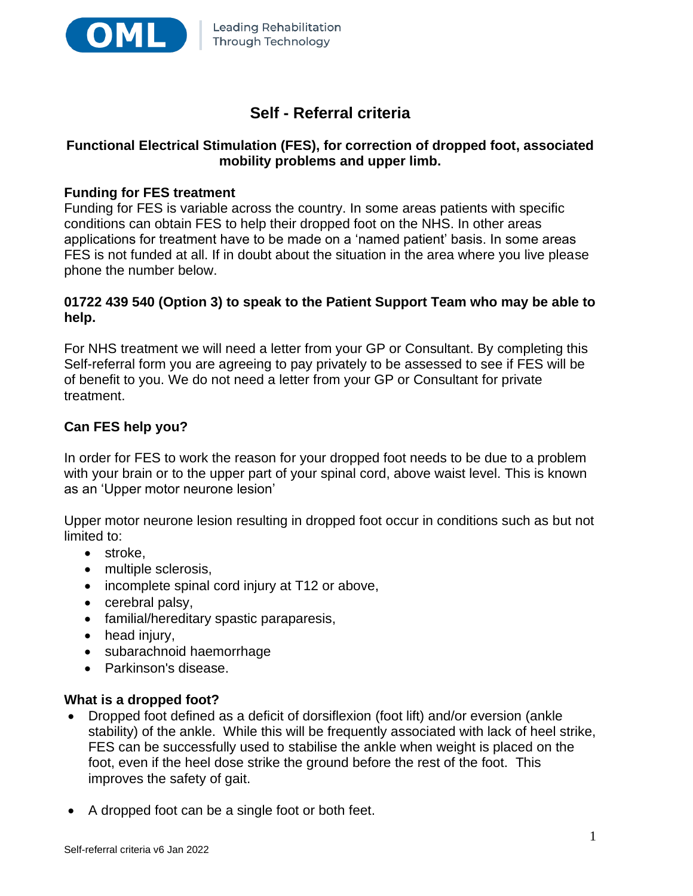# Self - Referral criteria

**Functional Electrical Stimulation (FES), for correction of dropped foot, associated mobility problems and upper limb.**

**Funding for FES treatment**

Funding for FES is variable across the country. In some areas patients with specific conditions can obtain FES to help their dropped foot on the NHS. In other areas applications for treatment have to be made on a 'named patient' basis. In some areas FES is not funded at all. If in doubt about the situation in the area where you live please phone the number below.

**01722 439 540 (Option 3) to speak to the Patient Support Team who may be able to help.**

For NHS treatment we will need a letter from your GP or Consultant. By completing this Self-referral form you are agreeing to pay privately to be assessed to see if FES will be of benefit to you. We do not need a letter from your GP or Consultant for private treatment.

**Can FES help you?**

In order for FES to work the reason for your dropped foot needs to be due to a problem with your brain or to the upper part of your spinal cord, above waist level. This is known as an 'Upper motor neurone lesion'

Upper motor neurone lesion resulting in dropped foot occur in conditions such as but not limited to:

- stroke,
- multiple sclerosis,
- incomplete spinal cord injury at T12 or above,
- cerebral palsy,
- familial/hereditary spastic paraparesis,
- head injury,
- subarachnoid haemorrhage
- Parkinson's disease.

**What is a dropped foot?**

- Dropped foot defined as a deficit of dorsiflexion (foot lift) and/or eversion (ankle stability) of the ankle. While this will be frequently associated with lack of heel strike, FES can be successfully used to stabilise the ankle when weight is placed on the foot, even if the heel dose strike the ground before the rest of the foot. This improves the safety of gait.

- A dropped foot can be a single foot or both feet.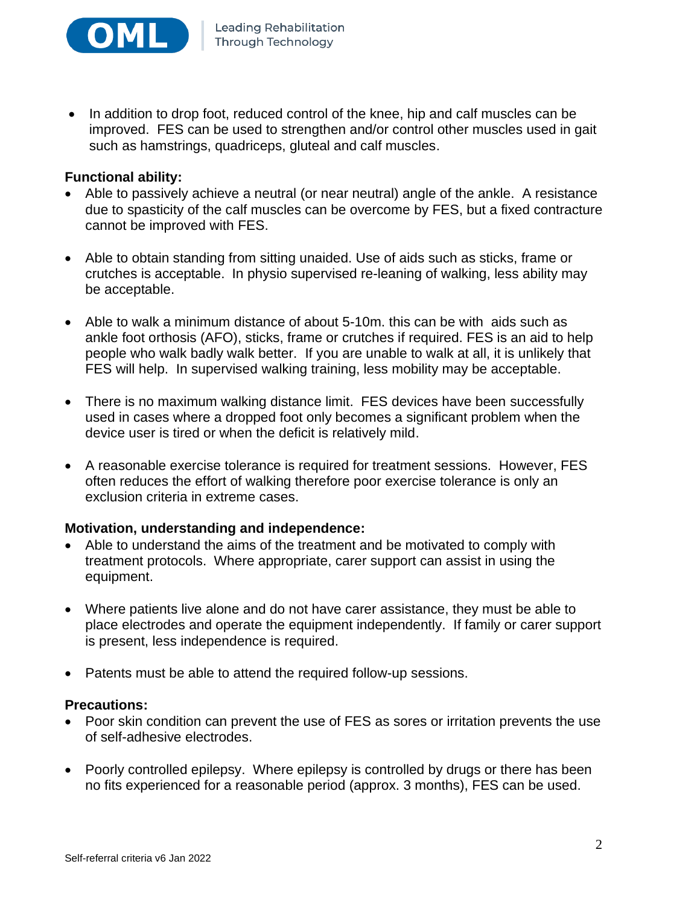- In addition to drop foot, reduced control of the knee, hip and calf muscles can be improved. FES can be used to strengthen and/or control other muscles used in gait such as hamstrings, quadriceps, gluteal and calf muscles.

**Functional ability:**

- Able to passively achieve a neutral (or near neutral) angle of the ankle. A resistance due to spasticity of the calf muscles can be overcome by FES, but a fixed contracture cannot be improved with FES.

- Able to obtain standing from sitting unaided. Use of aids such as sticks, frame or crutches is acceptable. In physio supervised re-leaning of walking, less ability may be acceptable.

- Able to walk a minimum distance of about 5-10m. this can be with aids such as ankle foot orthosis (AFO), sticks, frame or crutches if required. FES is an aid to help people who walk badly walk better. If you are unable to walk at all, it is unlikely that FES will help. In supervised walking training, less mobility may be acceptable.

- There is no maximum walking distance limit. FES devices have been successfully used in cases where a dropped foot only becomes a significant problem when the device user is tired or when the deficit is relatively mild.

- A reasonable exercise tolerance is required for treatment sessions. However, FES often reduces the effort of walking therefore poor exercise tolerance is only an exclusion criteria in extreme cases.

**Motivation, understanding and independence:**

- Able to understand the aims of the treatment and be motivated to comply with treatment protocols. Where appropriate, carer support can assist in using the equipment.

- Where patients live alone and do not have carer assistance, they must be able to place electrodes and operate the equipment independently. If family or carer support is present, less independence is required.

- Patents must be able to attend the required follow-up sessions.

**Precautions:**

- Poor skin condition can prevent the use of FES as sores or irritation prevents the use of self-adhesive electrodes.

- Poorly controlled epilepsy. Where epilepsy is controlled by drugs or there has been no fits experienced for a reasonable period (approx. 3 months), FES can be used.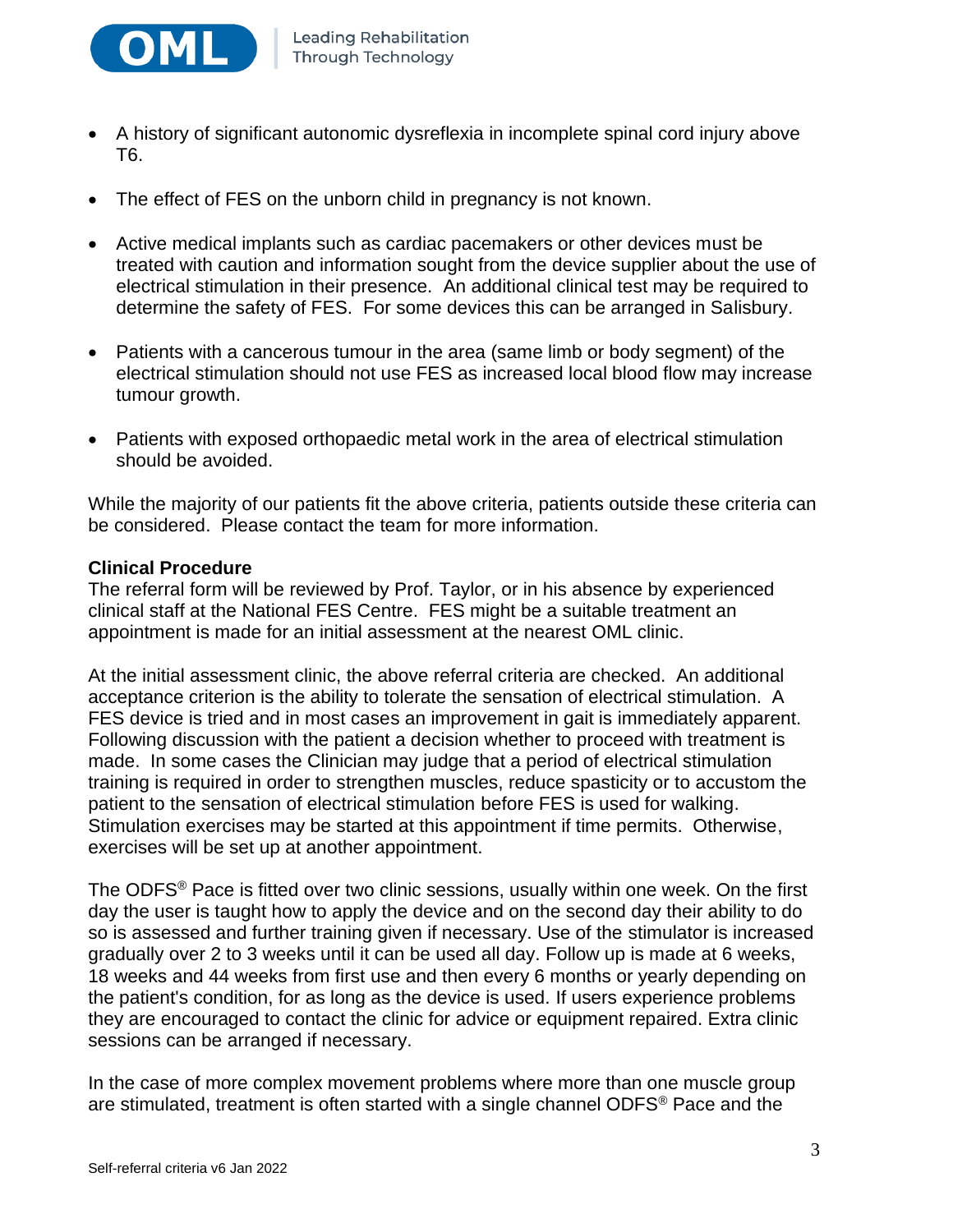- A history of significant autonomic dysreflexia in incomplete spinal cord injury above T6.
- The effect of FES on the unborn child in pregnancy is not known.
- Active medical implants such as cardiac pacemakers or other devices must be treated with caution and information sought from the device supplier about the use of electrical stimulation in their presence. An additional clinical test may be required to determine the safety of FES. For some devices this can be arranged in Salisbury.
- Patients with a cancerous tumour in the area (same limb or body segment) of the electrical stimulation should not use FES as increased local blood flow may increase tumour growth.
- Patients with exposed orthopaedic metal work in the area of electrical stimulation should be avoided.

While the majority of our patients fit the above criteria, patients outside these criteria can be considered. Please contact the team for more information.

**Clinical Procedure**

The referral form will be reviewed by Prof. Taylor, or in his absence by experienced clinical staff at the National FES Centre. FES might be a suitable treatment an appointment is made for an initial assessment at the nearest OML clinic.

At the initial assessment clinic, the above referral criteria are checked. An additional acceptance criterion is the ability to tolerate the sensation of electrical stimulation. A FES device is tried and in most cases an improvement in gait is immediately apparent. Following discussion with the patient a decision whether to proceed with treatment is made. In some cases the Clinician may judge that a period of electrical stimulation training is required in order to strengthen muscles, reduce spasticity or to accustom the patient to the sensation of electrical stimulation before FES is used for walking. Stimulation exercises may be started at this appointment if time permits. Otherwise, exercises will be set up at another appointment.

The ODFS® Pace is fitted over two clinic sessions, usually within one week. On the first day the user is taught how to apply the device and on the second day their ability to do so is assessed and further training given if necessary. Use of the stimulator is increased gradually over 2 to 3 weeks until it can be used all day. Follow up is made at 6 weeks, 18 weeks and 44 weeks from first use and then every 6 months or yearly depending on the patient's condition, for as long as the device is used. If users experience problems they are encouraged to contact the clinic for advice or equipment repaired. Extra clinic sessions can be arranged if necessary.

In the case of more complex movement problems where more than one muscle group are stimulated, treatment is often started with a single channel ODFS® Pace and the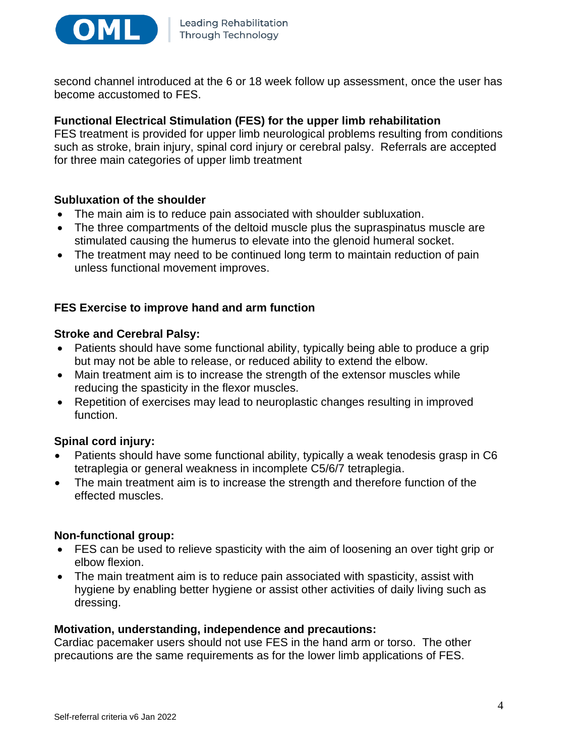second channel introduced at the 6 or 18 week follow up assessment, once the user has become accustomed to FES.

## Functional Electrical Stimulation (FES) for the upper limb rehabilitation

FES treatment is provided for upper limb neurological problems resulting from conditions such as stroke, brain injury, spinal cord injury or cerebral palsy. Referrals are accepted for three main categories of upper limb treatment

### Subluxation of the shoulder

- The main aim is to reduce pain associated with shoulder subluxation.
- The three compartments of the deltoid muscle plus the supraspinatus muscle are stimulated causing the humerus to elevate into the glenoid humeral socket.
- The treatment may need to be continued long term to maintain reduction of pain unless functional movement improves.

### FES Exercise to improve hand and arm function

#### Stroke and Cerebral Palsy:

- Patients should have some functional ability, typically being able to produce a grip but may not be able to release, or reduced ability to extend the elbow.
- Main treatment aim is to increase the strength of the extensor muscles while reducing the spasticity in the flexor muscles.
- Repetition of exercises may lead to neuroplastic changes resulting in improved function.

#### Spinal cord injury:

- Patients should have some functional ability, typically a weak tenodesis grasp in C6 tetraplegia or general weakness in incomplete C5/6/7 tetraplegia.
- The main treatment aim is to increase the strength and therefore function of the effected muscles.

### Non-functional group:

- FES can be used to relieve spasticity with the aim of loosening an over tight grip or elbow flexion.
- The main treatment aim is to reduce pain associated with spasticity, assist with hygiene by enabling better hygiene or assist other activities of daily living such as dressing.

### Motivation, understanding, independence and precautions:

Cardiac pacemaker users should not use FES in the hand arm or torso. The other precautions are the same requirements as for the lower limb applications of FES.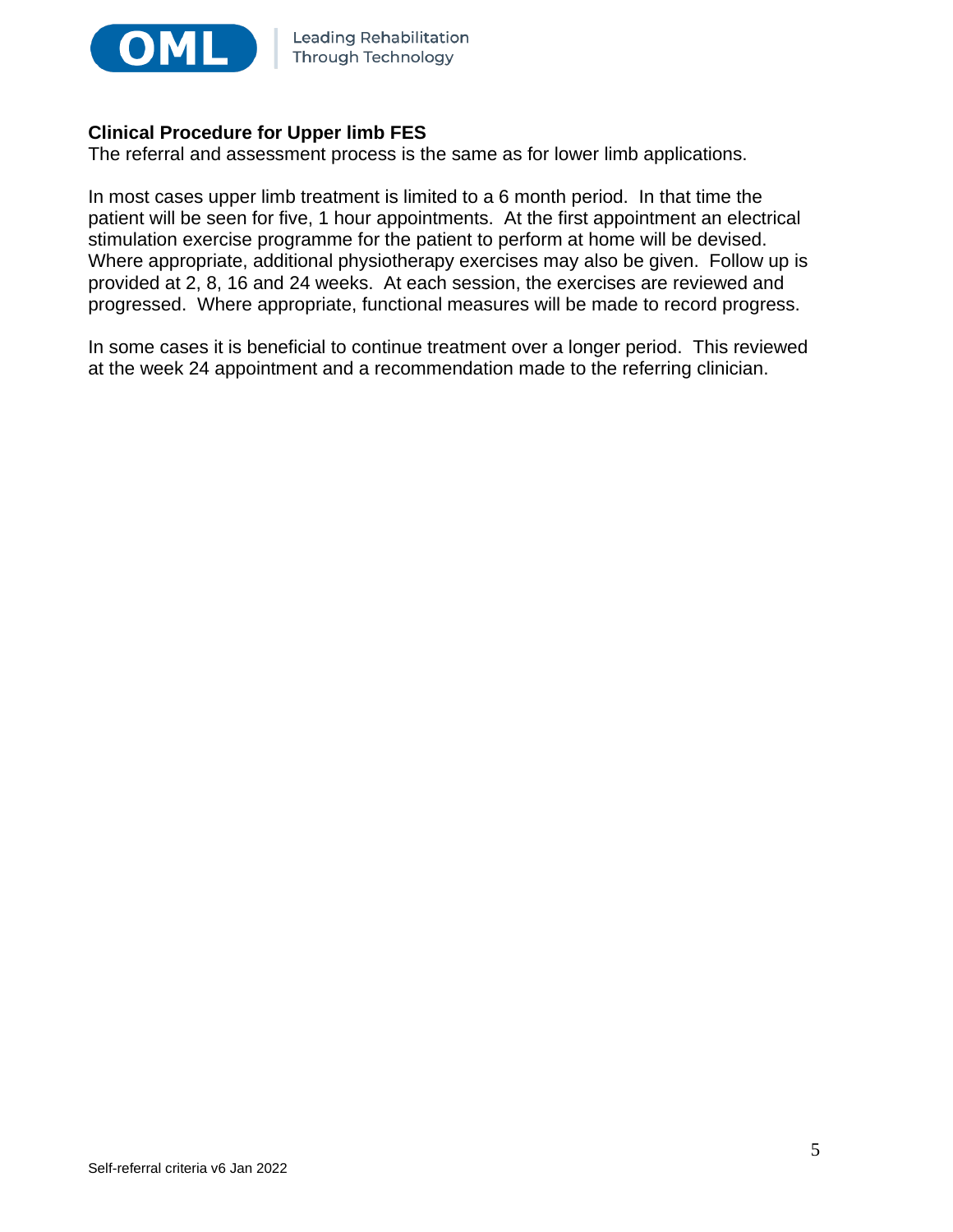**Clinical Procedure for Upper limb FES**

The referral and assessment process is the same as for lower limb applications.

In most cases upper limb treatment is limited to a 6 month period. In that time the patient will be seen for five, 1 hour appointments. At the first appointment an electrical stimulation exercise programme for the patient to perform at home will be devised. Where appropriate, additional physiotherapy exercises may also be given. Follow up is provided at 2, 8, 16 and 24 weeks. At each session, the exercises are reviewed and progressed. Where appropriate, functional measures will be made to record progress.

In some cases it is beneficial to continue treatment over a longer period. This reviewed at the week 24 appointment and a recommendation made to the referring clinician.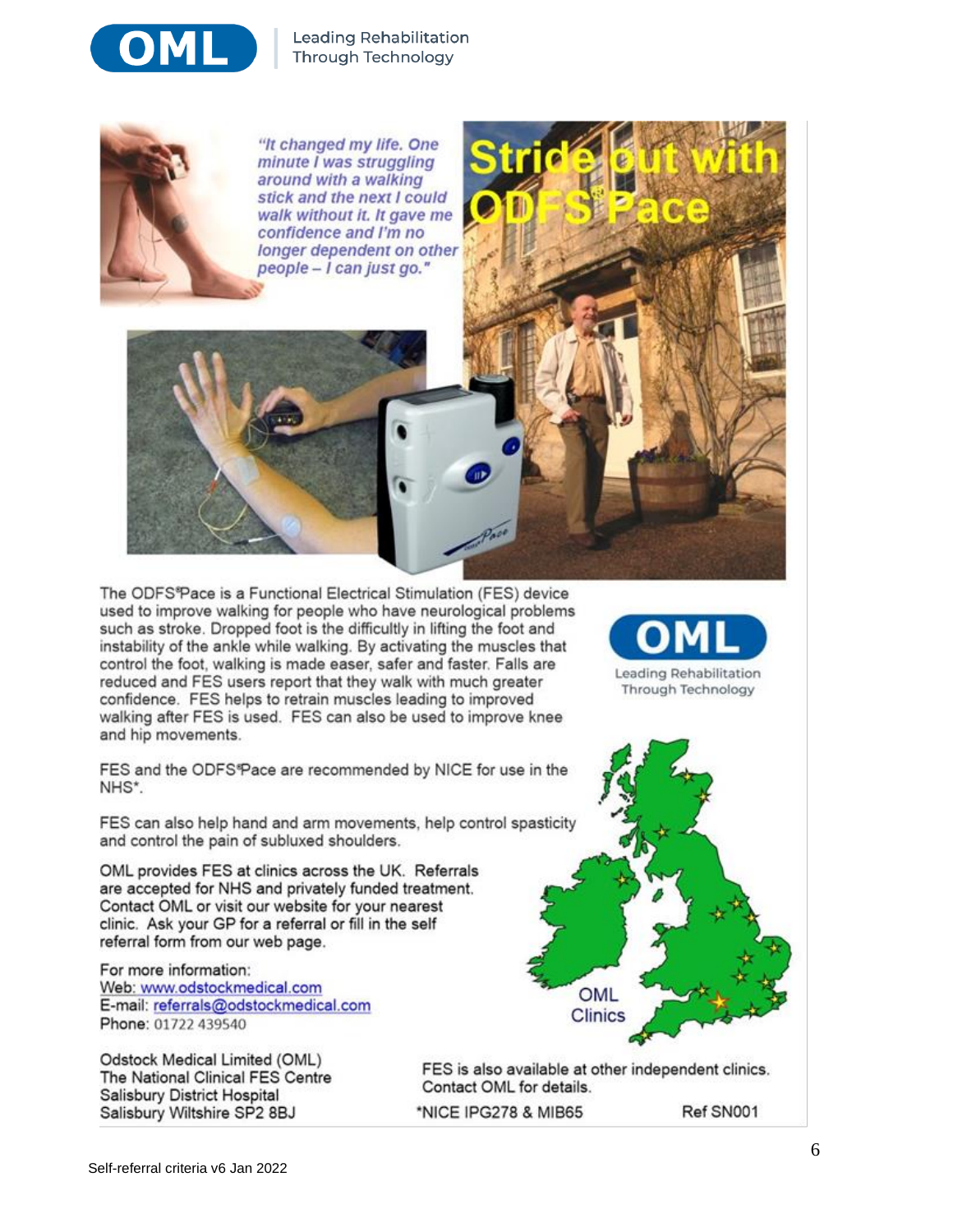OML

Leading Rehabilitation Through Technology

# Stride out with ODFS®Pace

*"It changed my life. One minute I was struggling around with a walking stick and the next I could walk without it. It gave me confidence and I'm no longer dependent on other people – I can just go."*

The ODFS®Pace is a Functional Electrical Stimulation (FES) device used to improve walking for people who have neurological problems such as stroke. Dropped foot is the difficultly in lifting the foot and instability of the ankle while walking. By activating the muscles that control the foot, walking is made easer, safer and faster. Falls are reduced and FES users report that they walk with much greater confidence. FES helps to retrain muscles leading to improved walking after FES is used. FES can also be used to improve knee and hip movements.

FES and the ODFS®Pace are recommended by NICE for use in the NHS*.

FES can also help hand and arm movements, help control spasticity and control the pain of subluxed shoulders.

OML provides FES at clinics across the UK. Referrals are accepted for NHS and privately funded treatment. Contact OML or visit our website for your nearest clinic. Ask your GP for a referral or fill in the self referral form from our web page.

For more information:
Web: www.odstockmedical.com
E-mail: referrals@odstockmedical.com
Phone: 01722 439540

Odstock Medical Limited (OML)
The National Clinical FES Centre
Salisbury District Hospital
Salisbury Wiltshire SP2 8BJ

OML Clinics

FES is also available at other independent clinics. Contact OML for details.

*NICE IPG278 & MIB65

Ref SN001

Self-referral criteria v6 Jan 2022